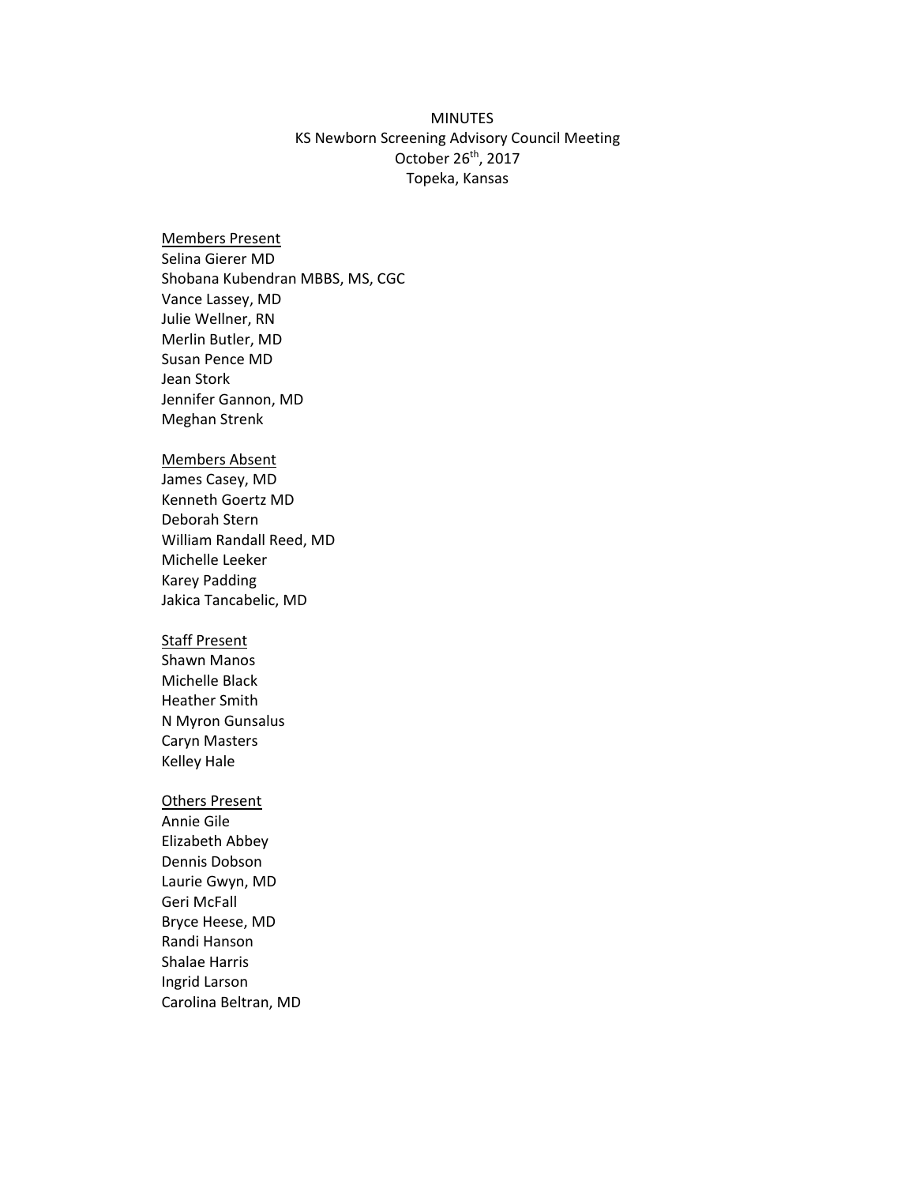# MINUTES

## KS Newborn Screening Advisory Council Meeting

October 26th, 2017

Topeka, Kansas

<u>Members Present</u>

Selina Gierer MD
Shobana Kubendran MBBS, MS, CGC
Vance Lassey, MD
Julie Wellner, RN
Merlin Butler, MD
Susan Pence MD
Jean Stork
Jennifer Gannon, MD
Meghan Strenk

<u>Members Absent</u>

James Casey, MD
Kenneth Goertz MD
Deborah Stern
William Randall Reed, MD
Michelle Leeker
Karey Padding
Jakica Tancabelic, MD

<u>Staff Present</u>

Shawn Manos
Michelle Black
Heather Smith
N Myron Gunsalus
Caryn Masters
Kelley Hale

<u>Others Present</u>

Annie Gile
Elizabeth Abbey
Dennis Dobson
Laurie Gwyn, MD
Geri McFall
Bryce Heese, MD
Randi Hanson
Shalae Harris
Ingrid Larson
Carolina Beltran, MD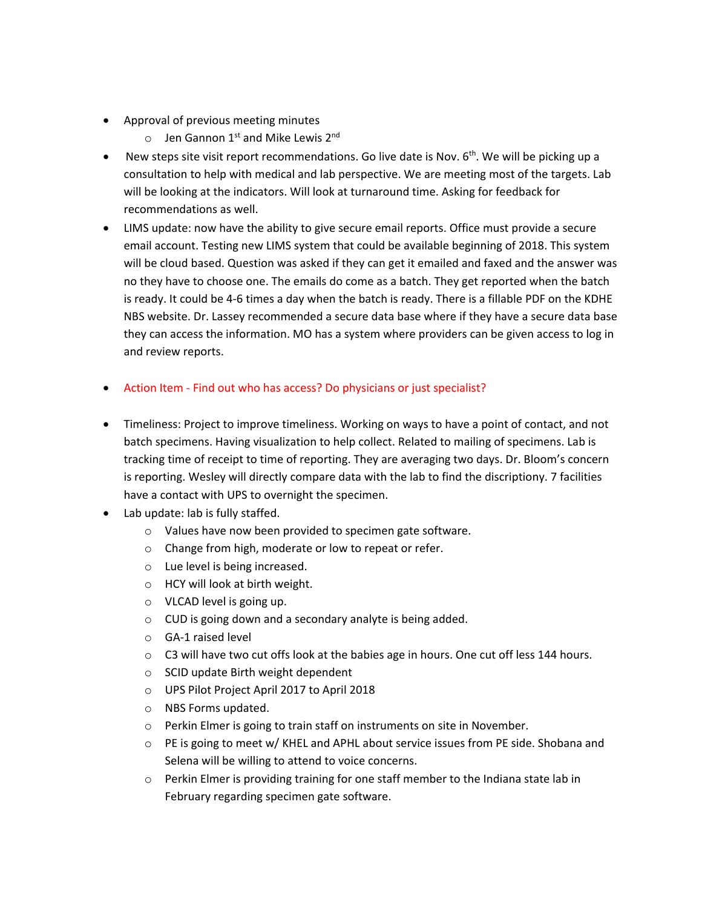- Approval of previous meeting minutes
    - Jen Gannon 1st and Mike Lewis 2nd
- New steps site visit report recommendations. Go live date is Nov. 6th. We will be picking up a consultation to help with medical and lab perspective. We are meeting most of the targets. Lab will be looking at the indicators. Will look at turnaround time. Asking for feedback for recommendations as well.
- LIMS update: now have the ability to give secure email reports. Office must provide a secure email account. Testing new LIMS system that could be available beginning of 2018. This system will be cloud based. Question was asked if they can get it emailed and faxed and the answer was no they have to choose one. The emails do come as a batch. They get reported when the batch is ready. It could be 4-6 times a day when the batch is ready. There is a fillable PDF on the KDHE NBS website. Dr. Lassey recommended a secure data base where if they have a secure data base they can access the information. MO has a system where providers can be given access to log in and review reports.

- Action Item - Find out who has access? Do physicians or just specialist?

- Timeliness: Project to improve timeliness. Working on ways to have a point of contact, and not batch specimens. Having visualization to help collect. Related to mailing of specimens. Lab is tracking time of receipt to time of reporting. They are averaging two days. Dr. Bloom's concern is reporting. Wesley will directly compare data with the lab to find the discriptiony. 7 facilities have a contact with UPS to overnight the specimen.
- Lab update: lab is fully staffed.
    - Values have now been provided to specimen gate software.
    - Change from high, moderate or low to repeat or refer.
    - Lue level is being increased.
    - HCY will look at birth weight.
    - VLCAD level is going up.
    - CUD is going down and a secondary analyte is being added.
    - GA-1 raised level
    - C3 will have two cut offs look at the babies age in hours. One cut off less 144 hours.
    - SCID update Birth weight dependent
    - UPS Pilot Project April 2017 to April 2018
    - NBS Forms updated.
    - Perkin Elmer is going to train staff on instruments on site in November.
    - PE is going to meet w/ KHEL and APHL about service issues from PE side. Shobana and Selena will be willing to attend to voice concerns.
    - Perkin Elmer is providing training for one staff member to the Indiana state lab in February regarding specimen gate software.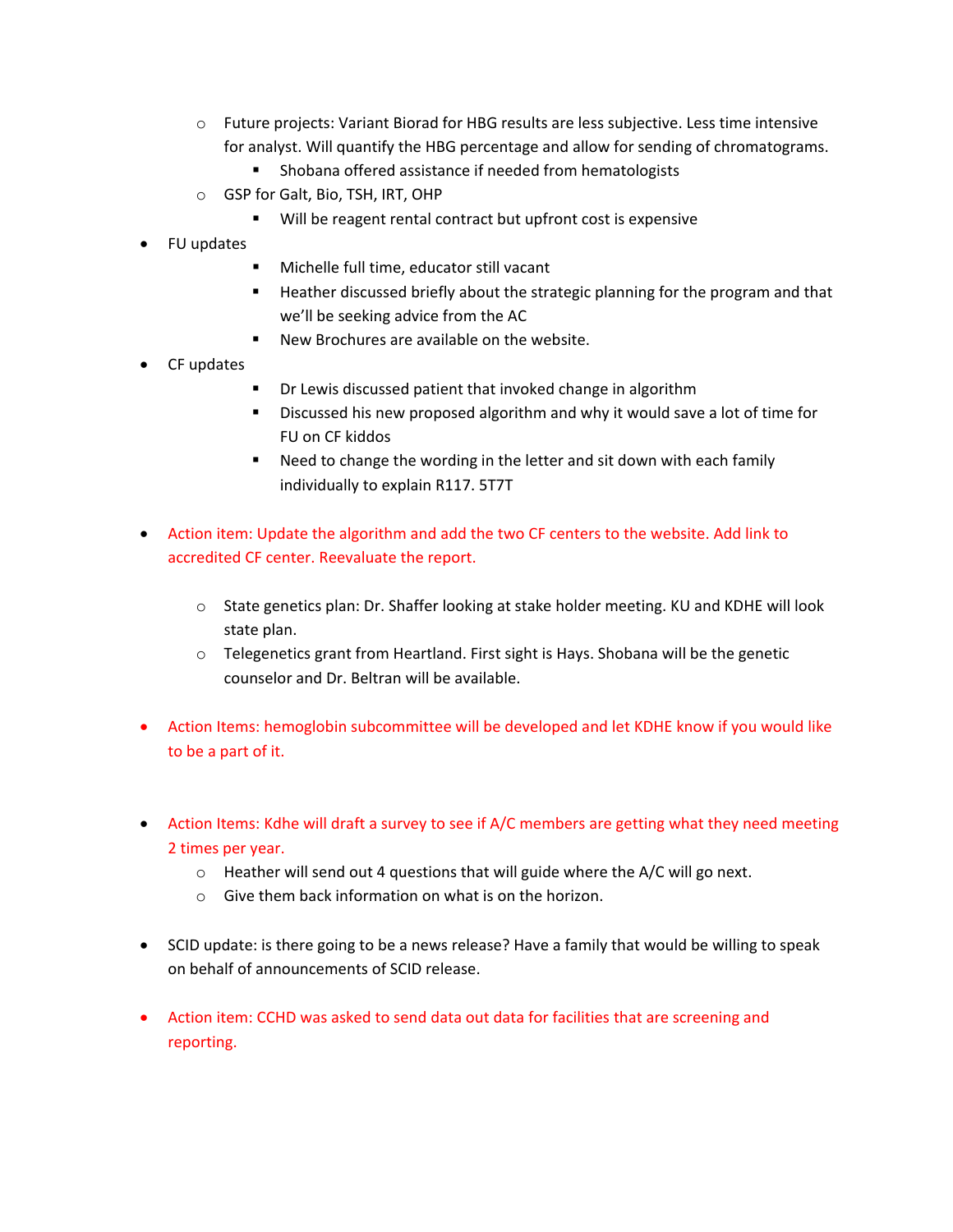- Future projects: Variant Biorad for HBG results are less subjective. Less time intensive for analyst. Will quantify the HBG percentage and allow for sending of chromatograms.
        - Shobana offered assistance if needed from hematologists
    - GSP for Galt, Bio, TSH, IRT, OHP
        - Will be reagent rental contract but upfront cost is expensive
- FU updates
        - Michelle full time, educator still vacant
        - Heather discussed briefly about the strategic planning for the program and that we'll be seeking advice from the AC
        - New Brochures are available on the website.
- CF updates
        - Dr Lewis discussed patient that invoked change in algorithm
        - Discussed his new proposed algorithm and why it would save a lot of time for FU on CF kiddos
        - Need to change the wording in the letter and sit down with each family individually to explain R117. 5T7T

- Action item: Update the algorithm and add the two CF centers to the website. Add link to accredited CF center. Reevaluate the report.

    - State genetics plan: Dr. Shaffer looking at stake holder meeting. KU and KDHE will look state plan.
    - Telegenetics grant from Heartland. First sight is Hays. Shobana will be the genetic counselor and Dr. Beltran will be available.

- Action Items: hemoglobin subcommittee will be developed and let KDHE know if you would like to be a part of it.

- Action Items: Kdhe will draft a survey to see if A/C members are getting what they need meeting 2 times per year.
    - Heather will send out 4 questions that will guide where the A/C will go next.
    - Give them back information on what is on the horizon.

- SCID update: is there going to be a news release? Have a family that would be willing to speak on behalf of announcements of SCID release.

- Action item: CCHD was asked to send data out data for facilities that are screening and reporting.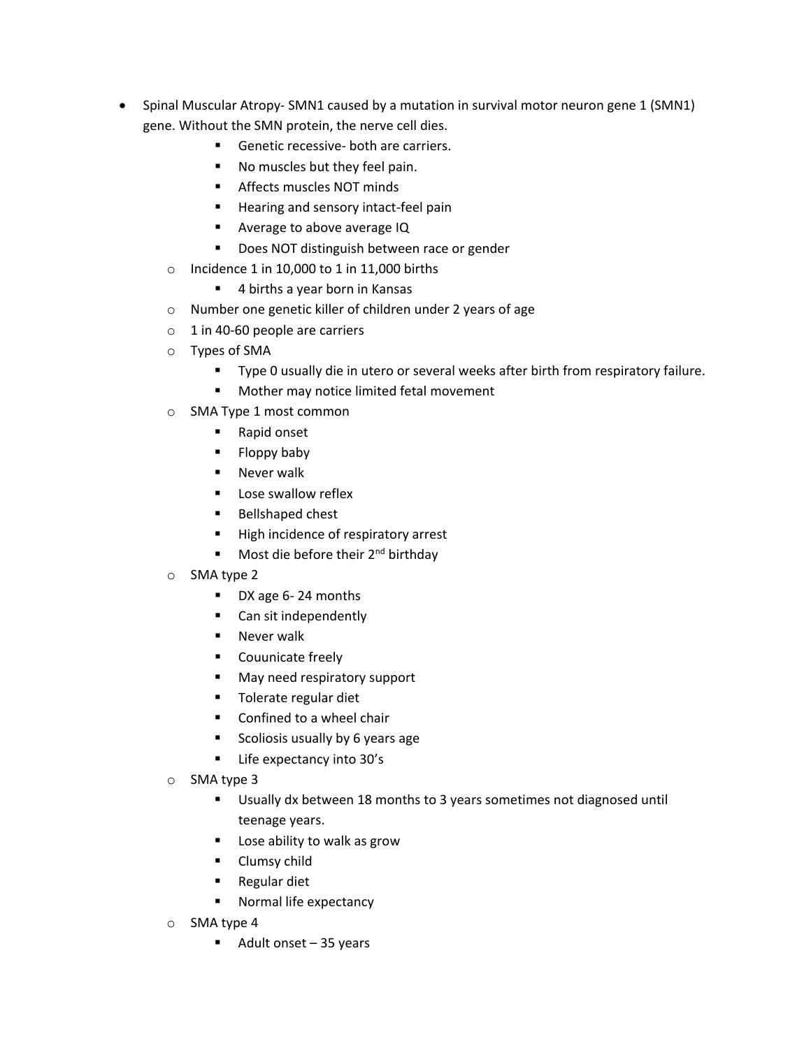- Spinal Muscular Atropy- SMN1 caused by a mutation in survival motor neuron gene 1 (SMN1) gene. Without the SMN protein, the nerve cell dies.
      - Genetic recessive- both are carriers.
      - No muscles but they feel pain.
      - Affects muscles NOT minds
      - Hearing and sensory intact-feel pain
      - Average to above average IQ
      - Does NOT distinguish between race or gender
  - Incidence 1 in 10,000 to 1 in 11,000 births
      - 4 births a year born in Kansas
  - Number one genetic killer of children under 2 years of age
  - 1 in 40-60 people are carriers
  - Types of SMA
      - Type 0 usually die in utero or several weeks after birth from respiratory failure.
      - Mother may notice limited fetal movement
  - SMA Type 1 most common
      - Rapid onset
      - Floppy baby
      - Never walk
      - Lose swallow reflex
      - Bellshaped chest
      - High incidence of respiratory arrest
      - Most die before their 2nd birthday
  - SMA type 2
      - DX age 6- 24 months
      - Can sit independently
      - Never walk
      - Couunicate freely
      - May need respiratory support
      - Tolerate regular diet
      - Confined to a wheel chair
      - Scoliosis usually by 6 years age
      - Life expectancy into 30's
  - SMA type 3
      - Usually dx between 18 months to 3 years sometimes not diagnosed until teenage years.
      - Lose ability to walk as grow
      - Clumsy child
      - Regular diet
      - Normal life expectancy
  - SMA type 4
      - Adult onset – 35 years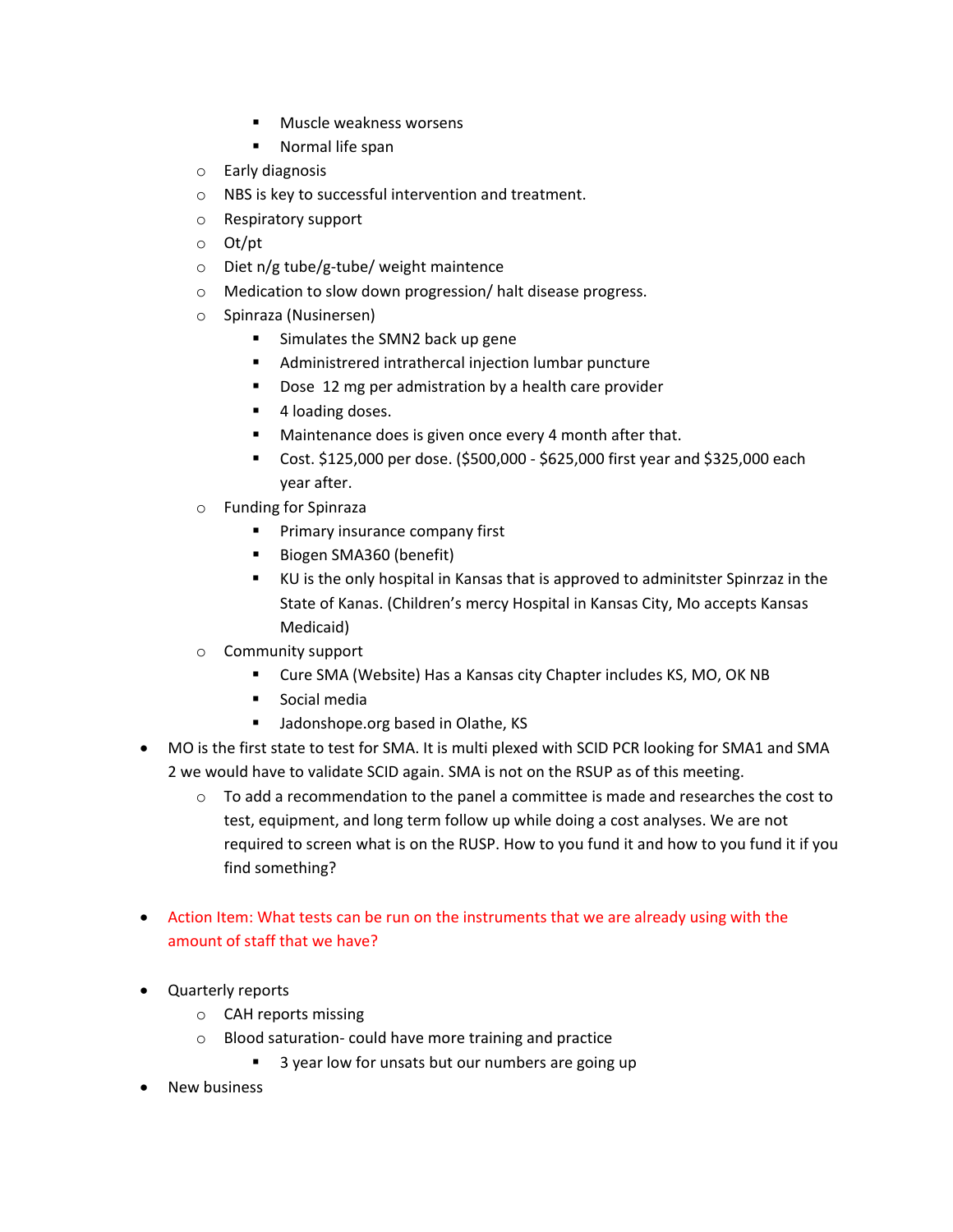- Muscle weakness worsens
        - Normal life span
    - Early diagnosis
    - NBS is key to successful intervention and treatment.
    - Respiratory support
    - Ot/pt
    - Diet n/g tube/g-tube/ weight maintence
    - Medication to slow down progression/ halt disease progress.
    - Spinraza (Nusinersen)
        - Simulates the SMN2 back up gene
        - Administrered intrathercal injection lumbar puncture
        - Dose  12 mg per admistration by a health care provider
        - 4 loading doses.
        - Maintenance does is given once every 4 month after that.
        - Cost. $125,000 per dose. ($500,000 - $625,000 first year and $325,000 each year after.
    - Funding for Spinraza
        - Primary insurance company first
        - Biogen SMA360 (benefit)
        - KU is the only hospital in Kansas that is approved to adminitster Spinrzaz in the State of Kanas. (Children's mercy Hospital in Kansas City, Mo accepts Kansas Medicaid)
    - Community support
        - Cure SMA (Website) Has a Kansas city Chapter includes KS, MO, OK NB
        - Social media
        - Jadonshope.org based in Olathe, KS
- MO is the first state to test for SMA. It is multi plexed with SCID PCR looking for SMA1 and SMA 2 we would have to validate SCID again. SMA is not on the RSUP as of this meeting.
    - To add a recommendation to the panel a committee is made and researches the cost to test, equipment, and long term follow up while doing a cost analyses. We are not required to screen what is on the RUSP. How to you fund it and how to you fund it if you find something?

- Action Item: What tests can be run on the instruments that we are already using with the amount of staff that we have?

- Quarterly reports
    - CAH reports missing
    - Blood saturation- could have more training and practice
        - 3 year low for unsats but our numbers are going up
- New business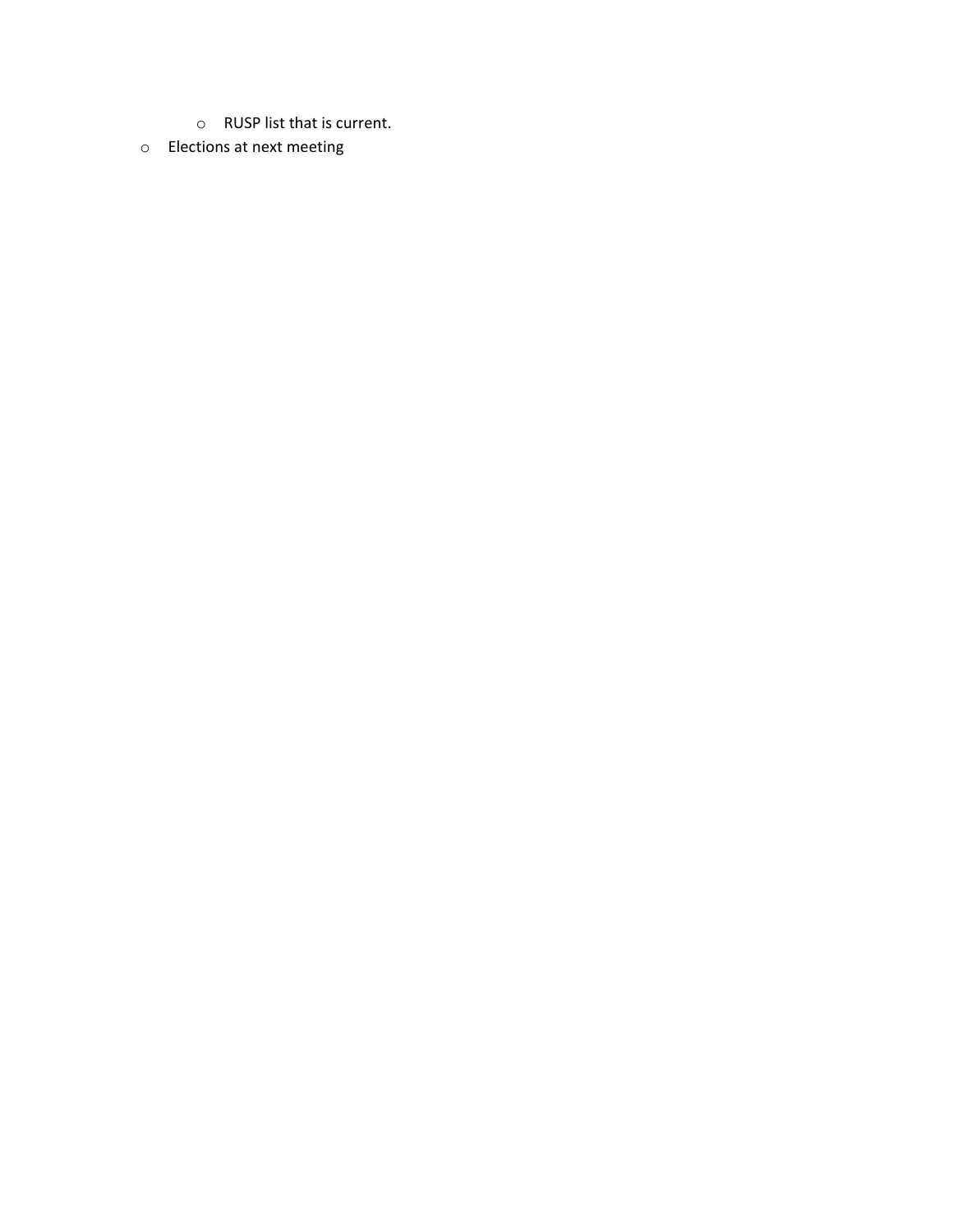- RUSP list that is current.
- Elections at next meeting